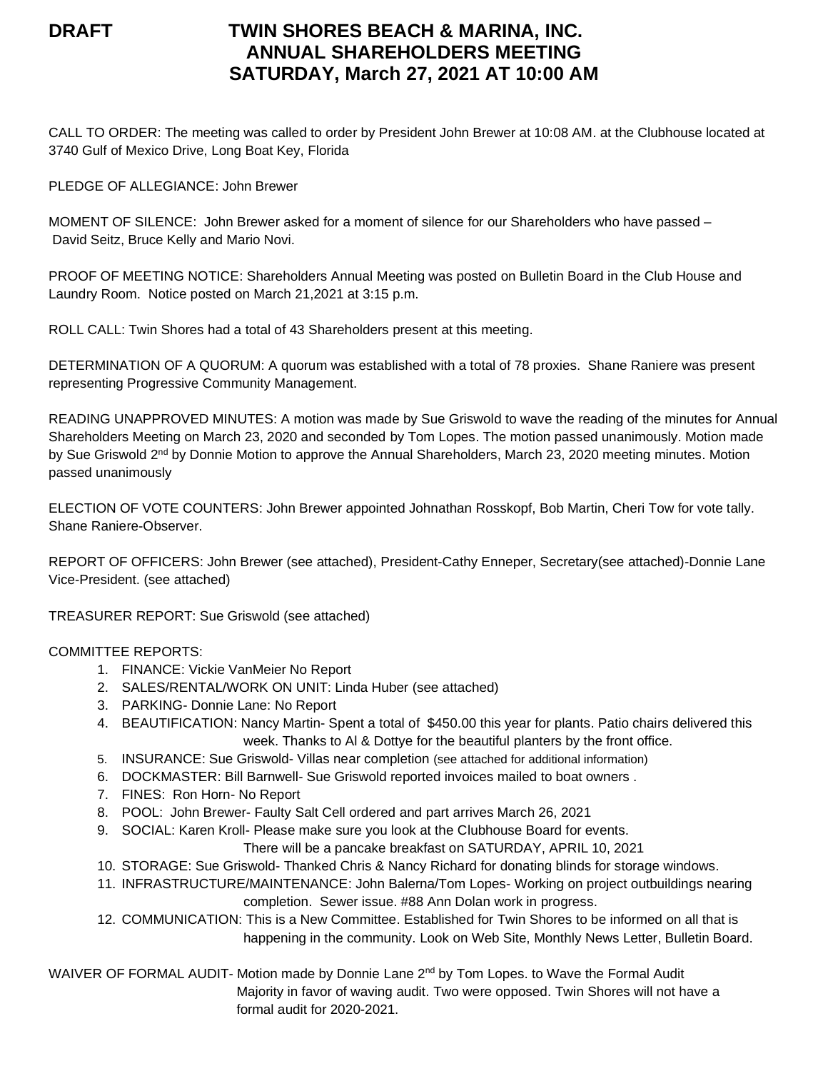**DRAFT**

# TWIN SHORES BEACH & MARINA, INC.
## ANNUAL SHAREHOLDERS MEETING
## SATURDAY, March 27, 2021 AT 10:00 AM

CALL TO ORDER: The meeting was called to order by President John Brewer at 10:08 AM. at the Clubhouse located at 3740 Gulf of Mexico Drive, Long Boat Key, Florida

PLEDGE OF ALLEGIANCE: John Brewer

MOMENT OF SILENCE: John Brewer asked for a moment of silence for our Shareholders who have passed – David Seitz, Bruce Kelly and Mario Novi.

PROOF OF MEETING NOTICE: Shareholders Annual Meeting was posted on Bulletin Board in the Club House and Laundry Room. Notice posted on March 21,2021 at 3:15 p.m.

ROLL CALL: Twin Shores had a total of 43 Shareholders present at this meeting.

DETERMINATION OF A QUORUM: A quorum was established with a total of 78 proxies. Shane Raniere was present representing Progressive Community Management.

READING UNAPPROVED MINUTES: A motion was made by Sue Griswold to wave the reading of the minutes for Annual Shareholders Meeting on March 23, 2020 and seconded by Tom Lopes. The motion passed unanimously. Motion made by Sue Griswold 2nd by Donnie Motion to approve the Annual Shareholders, March 23, 2020 meeting minutes. Motion passed unanimously

ELECTION OF VOTE COUNTERS: John Brewer appointed Johnathan Rosskopf, Bob Martin, Cheri Tow for vote tally. Shane Raniere-Observer.

REPORT OF OFFICERS: John Brewer (see attached), President-Cathy Enneper, Secretary(see attached)-Donnie Lane Vice-President. (see attached)

TREASURER REPORT: Sue Griswold (see attached)

COMMITTEE REPORTS:

1. FINANCE: Vickie VanMeier No Report
2. SALES/RENTAL/WORK ON UNIT: Linda Huber (see attached)
3. PARKING- Donnie Lane: No Report
4. BEAUTIFICATION: Nancy Martin- Spent a total of $450.00 this year for plants. Patio chairs delivered this week. Thanks to Al & Dottye for the beautiful planters by the front office.
5. INSURANCE: Sue Griswold- Villas near completion (see attached for additional information)
6. DOCKMASTER: Bill Barnwell- Sue Griswold reported invoices mailed to boat owners .
7. FINES: Ron Horn- No Report
8. POOL: John Brewer- Faulty Salt Cell ordered and part arrives March 26, 2021
9. SOCIAL: Karen Kroll- Please make sure you look at the Clubhouse Board for events. There will be a pancake breakfast on SATURDAY, APRIL 10, 2021
10. STORAGE: Sue Griswold- Thanked Chris & Nancy Richard for donating blinds for storage windows.
11. INFRASTRUCTURE/MAINTENANCE: John Balerna/Tom Lopes- Working on project outbuildings nearing completion. Sewer issue. #88 Ann Dolan work in progress.
12. COMMUNICATION: This is a New Committee. Established for Twin Shores to be informed on all that is happening in the community. Look on Web Site, Monthly News Letter, Bulletin Board.

WAIVER OF FORMAL AUDIT- Motion made by Donnie Lane 2nd by Tom Lopes. to Wave the Formal Audit Majority in favor of waving audit. Two were opposed. Twin Shores will not have a formal audit for 2020-2021.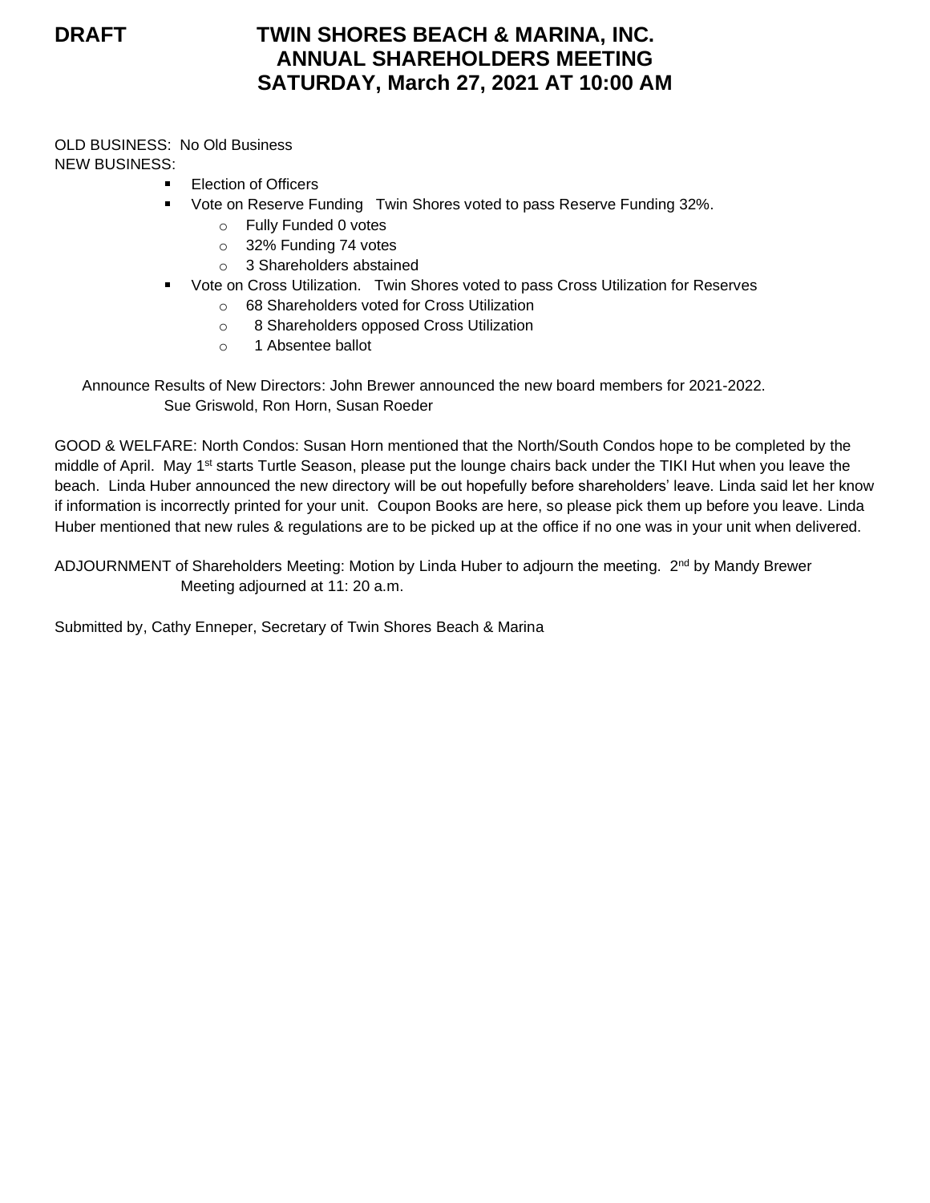**DRAFT**

# TWIN SHORES BEACH & MARINA, INC.
## ANNUAL SHAREHOLDERS MEETING
## SATURDAY, March 27, 2021 AT 10:00 AM

OLD BUSINESS: No Old Business
NEW BUSINESS:

- Election of Officers
- Vote on Reserve Funding Twin Shores voted to pass Reserve Funding 32%.
  - Fully Funded 0 votes
  - 32% Funding 74 votes
  - 3 Shareholders abstained
- Vote on Cross Utilization. Twin Shores voted to pass Cross Utilization for Reserves
  - 68 Shareholders voted for Cross Utilization
  - 8 Shareholders opposed Cross Utilization
  - 1 Absentee ballot

Announce Results of New Directors: John Brewer announced the new board members for 2021-2022.
Sue Griswold, Ron Horn, Susan Roeder

GOOD & WELFARE: North Condos: Susan Horn mentioned that the North/South Condos hope to be completed by the middle of April. May 1st starts Turtle Season, please put the lounge chairs back under the TIKI Hut when you leave the beach. Linda Huber announced the new directory will be out hopefully before shareholders' leave. Linda said let her know if information is incorrectly printed for your unit. Coupon Books are here, so please pick them up before you leave. Linda Huber mentioned that new rules & regulations are to be picked up at the office if no one was in your unit when delivered.

ADJOURNMENT of Shareholders Meeting: Motion by Linda Huber to adjourn the meeting. 2nd by Mandy Brewer
Meeting adjourned at 11: 20 a.m.

Submitted by, Cathy Enneper, Secretary of Twin Shores Beach & Marina